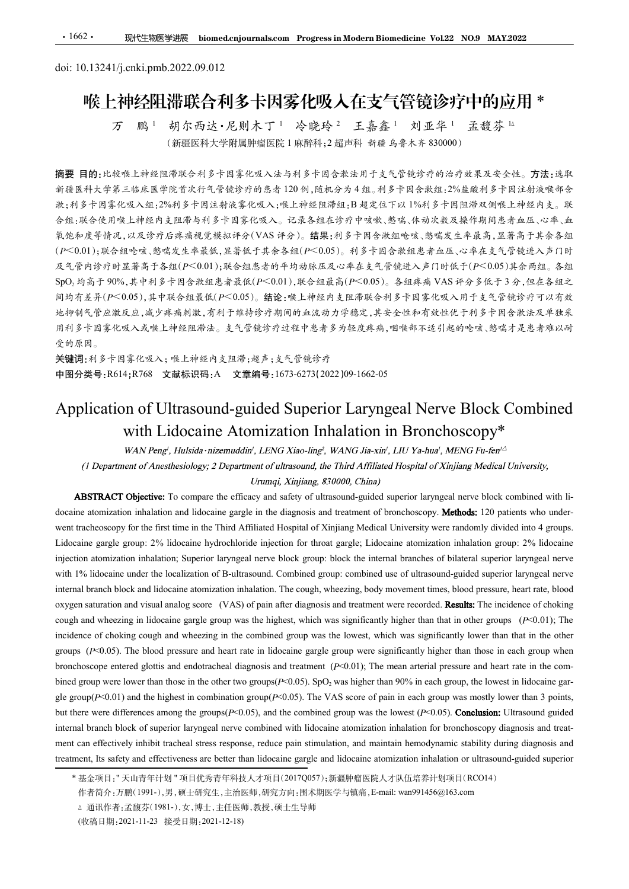doi: 10.13241/j.cnki.pmb.2022.09.012

# 喉上神经阻滞联合利多卡因雾化吸入在支气管镜诊疗中的应用 *

万 鹏[1] 胡尔西达·尼则木丁[1] 冷晓玲[2] 王嘉鑫[1] 刘亚华[1] 孟馥芬[1△]

(新疆医科大学附属肿瘤医院 1 麻醉科;2 超声科 新疆 乌鲁木齐 830000)

**摘要 目的:** 比较喉上神经阻滞联合利多卡因雾化吸入法与利多卡因含漱法用于支气管镜诊疗的治疗效果及安全性。**方法:** 选取新疆医科大学第三临床医学院首次行气管镜诊疗的患者 120 例,随机分为 4 组。利多卡因含漱组:2%盐酸利多卡因注射液喉部含漱;利多卡因雾化吸入组:2%利多卡因注射液雾化吸入;喉上神经阻滞组:B 超定位下以 1%利多卡因阻滞双侧喉上神经内支。联合组:联合使用喉上神经内支阻滞与利多卡因雾化吸入。记录各组在诊疗中咳嗽、憋喘、体动次数及操作期间患者血压、心率、血氧饱和度等情况,以及诊疗后疼痛视觉模拟评分(VAS 评分)。**结果:** 利多卡因含漱组呛咳、憋喘发生率最高,显著高于其余各组($P<0.01$);联合组呛咳、憋喘发生率最低,显著低于其余各组($P<0.05$)。利多卡因含漱组患者血压、心率在支气管镜进入声门时及气管内诊疗时显著高于各组($P<0.01$);联合组患者的平均动脉压及心率在支气管镜进入声门时低于($P<0.05$)其余两组。各组 $SpO_2$ 均高于 90%,其中利多卡因含漱组患者最低($P<0.01$),联合组最高($P<0.05$)。各组疼痛 VAS 评分多低于 3 分,但在各组之间均有差异($P<0.05$),其中联合组最低($P<0.05$)。**结论:** 喉上神经内支阻滞联合利多卡因雾化吸入用于支气管镜诊疗可以有效地抑制气管应激反应,减少疼痛刺激,有利于维持诊疗期间的血流动力学稳定,其安全性和有效性优于利多卡因含漱法及单独采用利多卡因雾化吸入或喉上神经阻滞法。支气管镜诊疗过程中患者多为轻度疼痛,咽喉部不适引起的呛咳、憋喘才是患者难以耐受的原因。

**关键词:** 利多卡因雾化吸入;喉上神经内支阻滞;超声;支气管镜诊疗

**中图分类号:** R614;R768 **文献标识码:** A **文章编号:** 1673-6273(2022)09-1662-05

# Application of Ultrasound-guided Superior Laryngeal Nerve Block Combined with Lidocaine Atomization Inhalation in Bronchoscopy*

*WAN Peng[1], Hulsida·nizemuddin[1], LENG Xiao-ling[2], WANG Jia-xin[1], LIU Ya-hua[1], MENG Fu-fen[1△]*

*(1 Department of Anesthesiology; 2 Department of ultrasound, the Third Affiliated Hospital of Xinjiang Medical University, Urumqi, Xinjiang, 830000, China)*

**ABSTRACT Objective:** To compare the efficacy and safety of ultrasound-guided superior laryngeal nerve block combined with lidocaine atomization inhalation and lidocaine gargle in the diagnosis and treatment of bronchoscopy. **Methods:** 120 patients who underwent tracheoscopy for the first time in the Third Affiliated Hospital of Xinjiang Medical University were randomly divided into 4 groups. Lidocaine gargle group: 2% lidocaine hydrochloride injection for throat gargle; Lidocaine atomization inhalation group: 2% lidocaine injection atomization inhalation; Superior laryngeal nerve block group: block the internal branches of bilateral superior laryngeal nerve with 1% lidocaine under the localization of B-ultrasound. Combined group: combined use of ultrasound-guided superior laryngeal nerve internal branch block and lidocaine atomization inhalation. The cough, wheezing, body movement times, blood pressure, heart rate, blood oxygen saturation and visual analog score (VAS) of pain after diagnosis and treatment were recorded. **Results:** The incidence of choking cough and wheezing in lidocaine gargle group was the highest, which was significantly higher than that in other groups ($P<0.01$); The incidence of choking cough and wheezing in the combined group was the lowest, which was significantly lower than that in the other groups ($P<0.05$). The blood pressure and heart rate in lidocaine gargle group were significantly higher than those in each group when bronchoscope entered glottis and endotracheal diagnosis and treatment ($P<0.01$); The mean arterial pressure and heart rate in the combined group were lower than those in the other two groups($P<0.05$). $SpO_2$ was higher than 90% in each group, the lowest in lidocaine gargle group($P<0.01$) and the highest in combination group($P<0.05$). The VAS score of pain in each group was mostly lower than 3 points, but there were differences among the groups($P<0.05$), and the combined group was the lowest ($P<0.05$). **Conclusion:** Ultrasound guided internal branch block of superior laryngeal nerve combined with lidocaine atomization inhalation for bronchoscopy diagnosis and treatment can effectively inhibit tracheal stress response, reduce pain stimulation, and maintain hemodynamic stability during diagnosis and treatment, Its safety and effectiveness are better than lidocaine gargle and lidocaine atomization inhalation or ultrasound-guided superior

---

* 基金项目:"天山青年计划"项目优秀青年科技人才项目(2017Q057);新疆肿瘤医院人才队伍培养计划项目(RCO14)

作者简介:万鹏(1991-),男,硕士研究生,主治医师,研究方向:围术期医学与镇痛,E-mail: wan991456@163.com

△ 通讯作者:孟馥芬(1981-),女,博士,主任医师,教授,硕士生导师

(收稿日期:2021-11-23 接受日期:2021-12-18)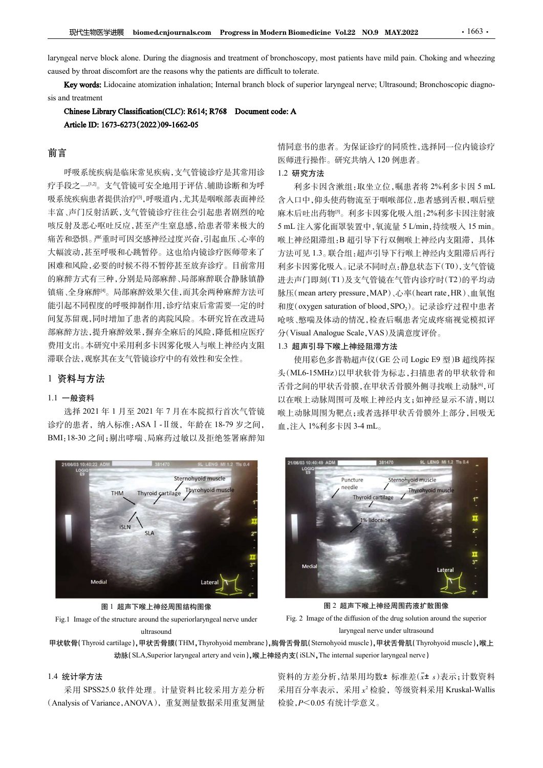laryngeal nerve block alone. During the diagnosis and treatment of bronchoscopy, most patients have mild pain. Choking and wheezing caused by throat discomfort are the reasons why the patients are difficult to tolerate.

**Key words:** Lidocaine atomization inhalation; Internal branch block of superior laryngeal nerve; Ultrasound; Bronchoscopic diagnosis and treatment

**Chinese Library Classification(CLC): R614; R768　Document code: A**

**Article ID: 1673-6273(2022)09-1662-05**

## 前言

呼吸系统疾病是临床常见疾病，支气管镜诊疗是其常用诊疗手段之一[1,2]。支气管镜可安全地用于评估、辅助诊断和为呼吸系统疾病患者提供治疗[3]，呼吸道内，尤其是咽喉部表面神经丰富、声门反射活跃，支气管镜诊疗往往会引起患者剧烈的呛咳反射及恶心呕吐反应，甚至产生窒息感，给患者带来极大的痛苦和恐惧。严重时可因交感神经过度兴奋，引起血压、心率的大幅波动，甚至呼吸和心跳暂停。这也给内镜诊疗医师带来了困难和风险，必要的时候不得不暂停甚至放弃诊疗。目前常用的麻醉方式有三种，分别是局部麻醉、局部麻醉联合静脉镇静镇痛、全身麻醉[4]。局部麻醉效果欠佳，而其余两种麻醉方法可能引起不同程度的呼吸抑制作用，诊疗结束后常需要一定的时间复苏留观，同时增加了患者的离院风险。本研究旨在改进局部麻醉方法，提升麻醉效果，摒弃全麻后的风险，降低相应医疗费用支出。本研究中采用利多卡因雾化吸入与喉上神经内支阻滞联合法，观察其在支气管镜诊疗中的有效性和安全性。

## 1 资料与方法

### 1.1 一般资料

选择 2021 年 1 月至 2021 年 7 月在本院拟行首次气管镜诊疗的患者，纳入标准：ASA Ⅰ-Ⅱ级，年龄在 18-79 岁之间，BMI：18-30 之间；剔出哮喘、局麻药过敏以及拒绝签署麻醉知情同意书的患者。为保证诊疗的同质性，选择同一位内镜诊疗医师进行操作。研究共纳入 120 例患者。

### 1.2 研究方法

利多卡因含漱组：取坐立位，嘱患者将 2%利多卡因 5 mL 含入口中，仰头使药物流至于咽喉部位，患者感到舌根，咽后壁麻木后吐出药物[5]。利多卡因雾化吸入组：2%利多卡因注射液 5 mL 注入雾化面罩装置中，氧流量 5 L/min，持续吸入 15 min。喉上神经阻滞组：B 超引导下行双侧喉上神经内支阻滞，具体方法可见 1.3。联合组：超声引导下行喉上神经内支阻滞后再行利多卡因雾化吸入。记录不同时点：静息状态下(T0)，支气管镜进去声门即刻(T1)及支气管镜在气管内诊疗时(T2)的平均动脉压(mean artery pressure，MAP)、心率(heart rate，HR)、血氧饱和度(oxygen saturation of blood，$SPO_2$)。记录诊疗过程中患者呛咳、憋喘及体动的情况，检查后嘱患者完成疼痛视觉模拟评分(Visual Analogue Scale，VAS)及满意度评价。

### 1.3 超声引导下喉上神经阻滞方法

使用彩色多普勒超声仪(GE 公司 Logic E9 型)B 超线阵探头(ML6-15MHz)以甲状软骨为标志，扫描患者的甲状软骨和舌骨之间的甲状舌骨膜，在甲状舌骨膜外侧寻找喉上动脉[6]，可以在喉上动脉周围可见喉上神经内支；如神经显示不清，则以喉上动脉周围为靶点；或者选择甲状舌骨膜外上部分，回吸无血，注入 1%利多卡因 3-4 mL。

图 1 超声下喉上神经周围结构图像

Fig.1 Image of the structure around the superiorlaryngeal nerve under ultrasound

图 2 超声下喉上神经周围药液扩散图像

Fig. 2 Image of the diffusion of the drug solution around the superior laryngeal nerve under ultrasound

甲状软骨(Thyroid cartilage)，甲状舌骨膜(THM，Thyrohyoid membrane)，胸骨舌骨肌(Sternohyoid muscle)，甲状舌骨肌(Thyrohyoid muscle)，喉上动脉(SLA,Superior laryngeal artery and vein)，喉上神经内支(iSLN，The internal superior laryngeal nerve)

### 1.4 统计学方法

采用 SPSS25.0 软件处理。计量资料比较采用方差分析(Analysis of Variance，ANOVA)，重复测量数据采用重复测量资料的方差分析，结果用均数± 标准差($\bar{x}\pm s$)表示；计数资料采用百分率表示，采用 $x^2$ 检验，等级资料采用 Kruskal-Wallis 检验，$P<0.05$ 有统计学意义。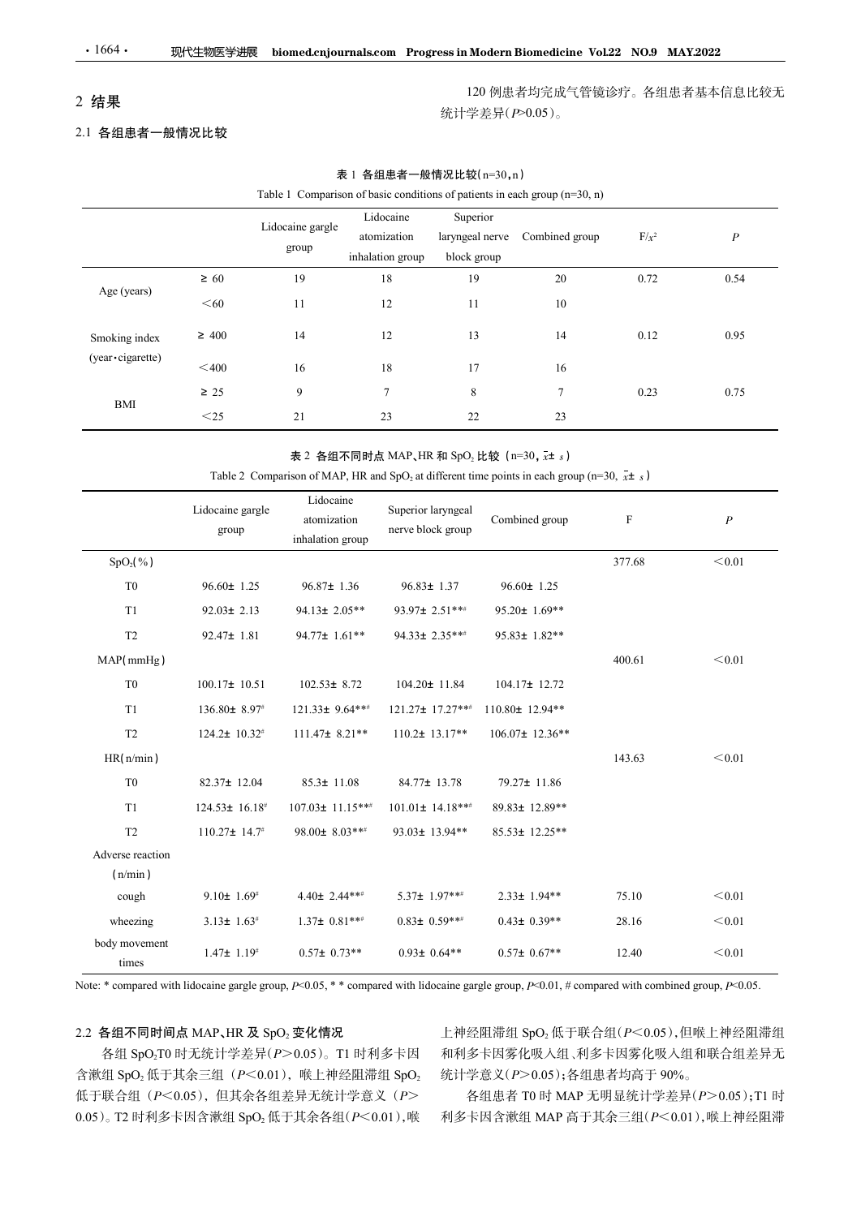## 2 结果

### 2.1 各组患者一般情况比较

120 例患者均完成气管镜诊疗。各组患者基本信息比较无统计学差异($P$>0.05)。

**表 1 各组患者一般情况比较(n=30,n)**

Table 1 Comparison of basic conditions of patients in each group (n=30, n)

| | | Lidocaine gargle group | Lidocaine atomization inhalation group | Superior laryngeal nerve block group | Combined group | F/$x^2$ | $P$ |
|---|---|---|---|---|---|---|---|
| Age (years) | ≥ 60 | 19 | 18 | 19 | 20 | 0.72 | 0.54 |
| | ＜60 | 11 | 12 | 11 | 10 | | |
| Smoking index (year·cigarette) | ≥ 400 | 14 | 12 | 13 | 14 | 0.12 | 0.95 |
| | ＜400 | 16 | 18 | 17 | 16 | | |
| BMI | ≥ 25 | 9 | 7 | 8 | 7 | 0.23 | 0.75 |
| | ＜25 | 21 | 23 | 22 | 23 | | |

**表 2 各组不同时点 MAP、HR 和 $SpO_2$ 比较 (n=30, $\bar{x}\pm s$)**

Table 2 Comparison of MAP, HR and $SpO_2$ at different time points in each group (n=30, $\bar{x}\pm s$)

| | Lidocaine gargle group | Lidocaine atomization inhalation group | Superior laryngeal nerve block group | Combined group | F | $P$ |
|---|---|---|---|---|---|---|
| $SpO_2$(%) | | | | | 377.68 | ＜0.01 |
| T0 | 96.60± 1.25 | 96.87± 1.36 | 96.83± 1.37 | 96.60± 1.25 | | |
| T1 | 92.03± 2.13 | 94.13± 2.05** | 93.97± 2.51**# | 95.20± 1.69** | | |
| T2 | 92.47± 1.81 | 94.77± 1.61** | 94.33± 2.35**# | 95.83± 1.82** | | |
| MAP(mmHg) | | | | | 400.61 | ＜0.01 |
| T0 | 100.17± 10.51 | 102.53± 8.72 | 104.20± 11.84 | 104.17± 12.72 | | |
| T1 | 136.80± 8.97# | 121.33± 9.64**# | 121.27± 17.27**# | 110.80± 12.94** | | |
| T2 | 124.2± 10.32# | 111.47± 8.21** | 110.2± 13.17** | 106.07± 12.36** | | |
| HR(n/min) | | | | | 143.63 | ＜0.01 |
| T0 | 82.37± 12.04 | 85.3± 11.08 | 84.77± 13.78 | 79.27± 11.86 | | |
| T1 | 124.53± 16.18# | 107.03± 11.15**# | 101.01± 14.18**# | 89.83± 12.89** | | |
| T2 | 110.27± 14.7# | 98.00± 8.03**# | 93.03± 13.94** | 85.53± 12.25** | | |
| Adverse reaction (n/min) | | | | | | |
| cough | 9.10± 1.69# | 4.40± 2.44**# | 5.37± 1.97**# | 2.33± 1.94** | 75.10 | ＜0.01 |
| wheezing | 3.13± 1.63# | 1.37± 0.81**# | 0.83± 0.59**# | 0.43± 0.39** | 28.16 | ＜0.01 |
| body movement times | 1.47± 1.19# | 0.57± 0.73** | 0.93± 0.64** | 0.57± 0.67** | 12.40 | ＜0.01 |

Note: * compared with lidocaine gargle group, $P$<0.05, * * compared with lidocaine gargle group, $P$<0.01, # compared with combined group, $P$<0.05.

### 2.2 各组不同时间点 MAP、HR 及 $SpO_2$ 变化情况

各组 $SpO_2$T0 时无统计学差异($P$>0.05)。T1 时利多卡因含漱组 $SpO_2$ 低于其余三组 ($P$<0.01)，喉上神经阻滞组 $SpO_2$ 低于联合组 ($P$<0.05)，但其余各组差异无统计学意义 ($P$>0.05)。T2 时利多卡因含漱组 $SpO_2$ 低于其余各组($P$<0.01)，喉上神经阻滞组 $SpO_2$ 低于联合组($P$<0.05)，但喉上神经阻滞组和利多卡因雾化吸入组、利多卡因雾化吸入组和联合组差异无统计学意义($P$>0.05)；各组患者均高于 90%。

各组患者 T0 时 MAP 无明显统计学差异($P$>0.05)；T1 时利多卡因含漱组 MAP 高于其余三组($P$<0.01)，喉上神经阻滞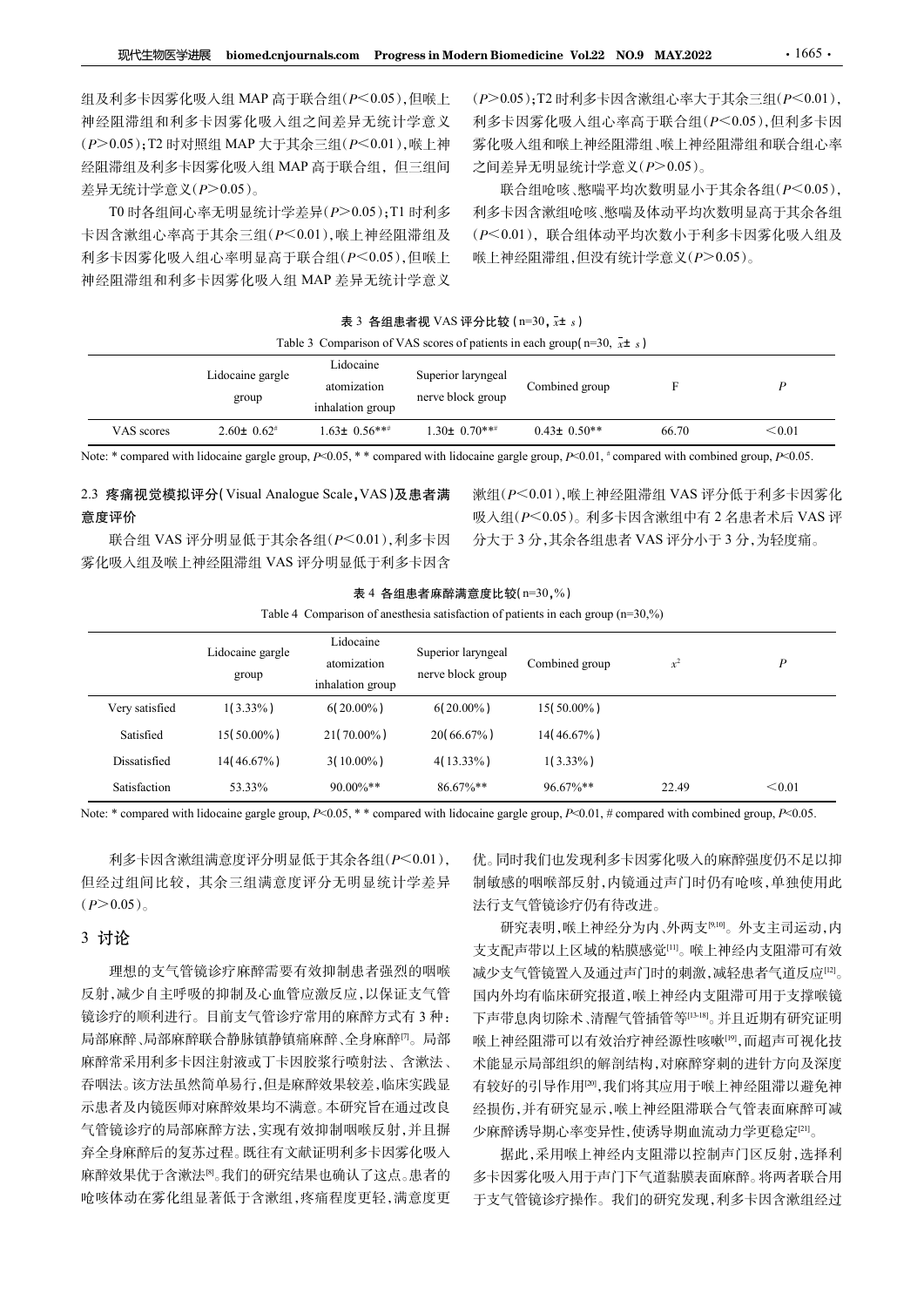组及利多卡因雾化吸入组 MAP 高于联合组($P$<0.05),但喉上神经阻滞组和利多卡因雾化吸入组之间差异无统计学意义($P$>0.05);T2 时对照组 MAP 大于其余三组($P$<0.01),喉上神经阻滞组及利多卡因雾化吸入组 MAP 高于联合组，但三组间差异无统计学意义($P$>0.05)。

T0 时各组间心率无明显统计学差异($P$>0.05);T1 时利多卡因含漱组心率高于其余三组($P$<0.01),喉上神经阻滞组及利多卡因雾化吸入组心率明显高于联合组($P$<0.05),但喉上神经阻滞组和利多卡因雾化吸入组 MAP 差异无统计学意义($P$>0.05);T2 时利多卡因含漱组心率大于其余三组($P$<0.01),利多卡因雾化吸入组心率高于联合组($P$<0.05),但利多卡因雾化吸入组和喉上神经阻滞组、喉上神经阻滞组和联合组心率之间差异无明显统计学意义($P$>0.05)。

联合组呛咳、憋喘平均次数明显小于其余各组($P$<0.05),利多卡因含漱组呛咳、憋喘及体动平均次数明显高于其余各组($P$<0.01),联合组体动平均次数小于利多卡因雾化吸入组及喉上神经阻滞组,但没有统计学意义($P$>0.05)。

**表 3 各组患者视 VAS 评分比较 (n=30, $\bar{x}\pm s$)**

Table 3 Comparison of VAS scores of patients in each group(n=30, $\bar{x}\pm s$)

| | Lidocaine gargle group | Lidocaine atomization inhalation group | Superior laryngeal nerve block group | Combined group | F | $P$ |
|---|---|---|---|---|---|---|
| VAS scores | 2.60± 0.62$^{\#}$ | 1.63± 0.56**$^{\#}$ | 1.30± 0.70**$^{\#}$ | 0.43± 0.50** | 66.70 | <0.01 |

Note: * compared with lidocaine gargle group, $P$<0.05, * * compared with lidocaine gargle group, $P$<0.01, # compared with combined group, $P$<0.05.

### 2.3 疼痛视觉模拟评分(Visual Analogue Scale,VAS)及患者满意度评价

联合组 VAS 评分明显低于其余各组($P$<0.01),利多卡因雾化吸入组及喉上神经阻滞组 VAS 评分明显低于利多卡因含漱组($P$<0.01),喉上神经阻滞组 VAS 评分低于利多卡因雾化吸入组($P$<0.05)。利多卡因含漱组中有 2 名患者术后 VAS 评分大于 3 分,其余各组患者 VAS 评分小于 3 分,为轻度痛。

**表 4 各组患者麻醉满意度比较(n=30,%)**

Table 4 Comparison of anesthesia satisfaction of patients in each group (n=30,%)

| | Lidocaine gargle group | Lidocaine atomization inhalation group | Superior laryngeal nerve block group | Combined group | $x^2$ | $P$ |
|---|---|---|---|---|---|---|
| Very satisfied | 1(3.33%) | 6(20.00%) | 6(20.00%) | 15(50.00%) | | |
| Satisfied | 15(50.00%) | 21(70.00%) | 20(66.67%) | 14(46.67%) | | |
| Dissatisfied | 14(46.67%) | 3(10.00%) | 4(13.33%) | 1(3.33%) | | |
| Satisfaction | 53.33% | 90.00%** | 86.67%** | 96.67%** | 22.49 | <0.01 |

Note: * compared with lidocaine gargle group, $P$<0.05, * * compared with lidocaine gargle group, $P$<0.01, # compared with combined group, $P$<0.05.

利多卡因含漱组满意度评分明显低于其余各组($P$<0.01),但经过组间比较，其余三组满意度评分无明显统计学差异($P$>0.05)。

## 3 讨论

理想的支气管镜诊疗麻醉需要有效抑制患者强烈的咽喉反射,减少自主呼吸的抑制及心血管应激反应,以保证支气管镜诊疗的顺利进行。目前支气管诊疗常用的麻醉方式有 3 种:局部麻醉、局部麻醉联合静脉镇静镇痛麻醉、全身麻醉[7]。局部麻醉常采用利多卡因注射液或丁卡因胶浆行喷射法、含漱法、吞咽法。该方法虽然简单易行,但是麻醉效果较差,临床实践显示患者及内镜医师对麻醉效果均不满意。本研究旨在通过改良气管镜诊疗的局部麻醉方法,实现有效抑制咽喉反射,并且摒弃全身麻醉后的复苏过程。既往有文献证明利多卡因雾化吸入麻醉效果优于含漱法[8]。我们的研究结果也确认了这点。患者的呛咳体动在雾化组显著低于含漱组,疼痛程度更轻,满意度更优。同时我们也发现利多卡因雾化吸入的麻醉强度仍不足以抑制敏感的咽喉部反射,内镜通过声门时仍有呛咳,单独使用此法行支气管镜诊疗仍有待改进。

研究表明,喉上神经分为内、外两支[9,10]。外支主司运动,内支支配声带以上区域的粘膜感觉[11]。喉上神经内支阻滞可有效减少支气管镜置入及通过声门时的刺激,减轻患者气道反应[12]。国内外均有临床研究报道,喉上神经内支阻滞可用于支撑喉镜下声带息肉切除术、清醒气管插管等[13-18]。并且近期有研究证明喉上神经阻滞可以有效治疗神经源性咳嗽[19],而超声可视化技术能显示局部组织的解剖结构,对麻醉穿刺的进针方向及深度有较好的引导作用[20],我们将其应用于喉上神经阻滞以避免神经损伤,并有研究显示,喉上神经阻滞联合气管表面麻醉可减少麻醉诱导期心率变异性,使诱导期血流动力学更稳定[21]。

据此,采用喉上神经内支阻滞以控制声门区反射,选择利多卡因雾化吸入用于声门下气道黏膜表面麻醉。将两者联合用于支气管镜诊疗操作。我们的研究发现,利多卡因含漱组经过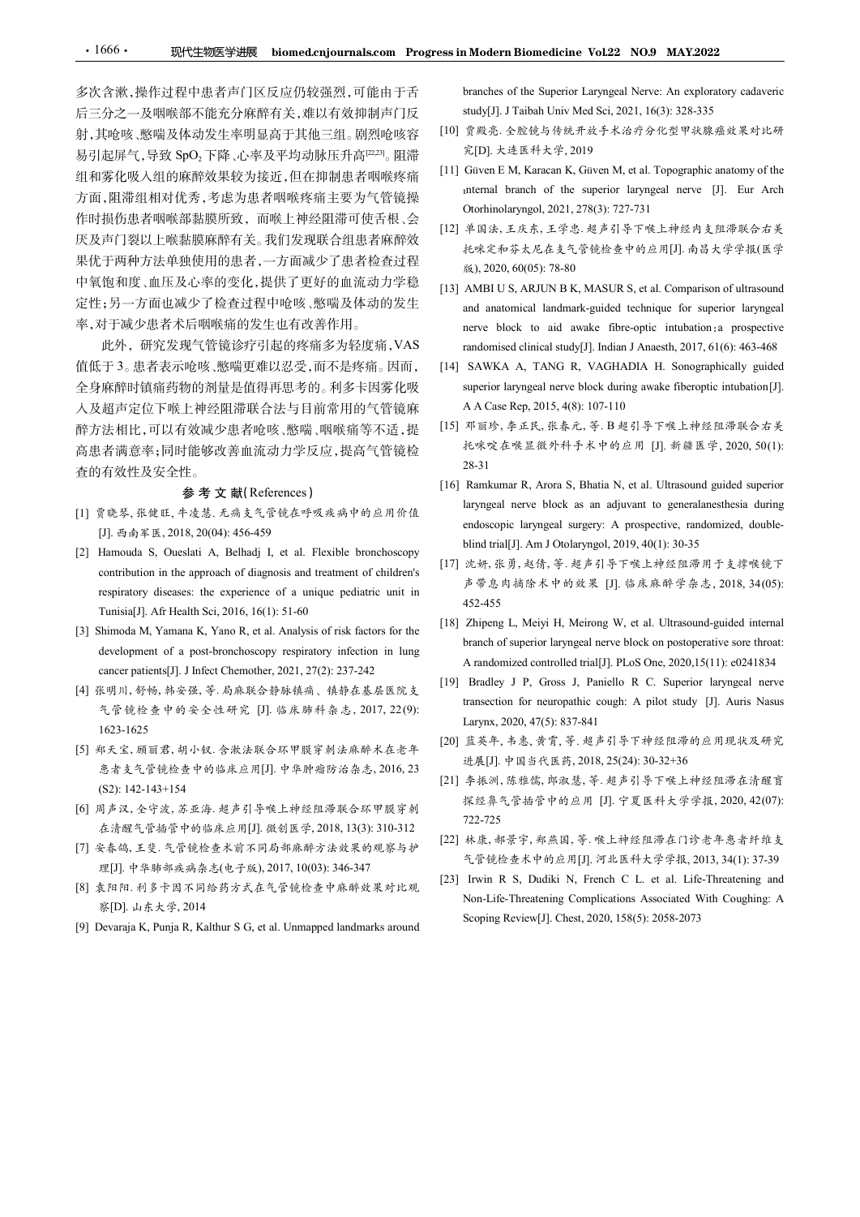多次含漱，操作过程中患者声门区反应仍较强烈，可能由于舌后三分之一及咽喉部不能充分麻醉有关，难以有效抑制声门反射，其呛咳、憋喘及体动发生率明显高于其他三组。剧烈呛咳容易引起屏气，导致 $SpO_2$ 下降、心率及平均动脉压升高[22,23]。阻滞组和雾化吸入组的麻醉效果较为接近，但在抑制患者咽喉疼痛方面，阻滞组相对优秀，考虑为患者咽喉疼痛主要为气管镜操作时损伤患者咽喉部黏膜所致，而喉上神经阻滞可使舌根、会厌及声门裂以上喉黏膜麻醉有关。我们发现联合组患者麻醉效果优于两种方法单独使用的患者，一方面减少了患者检查过程中氧饱和度、血压及心率的变化，提供了更好的血流动力学稳定性；另一方面也减少了检查过程中呛咳、憋喘及体动的发生率，对于减少患者术后咽喉痛的发生也有改善作用。

此外，研究发现气管镜诊疗引起的疼痛多为轻度痛，VAS 值低于 3。患者表示呛咳、憋喘更难以忍受，而不是疼痛。因而，全身麻醉时镇痛药物的剂量是值得再思考的。利多卡因雾化吸入及超声定位下喉上神经阻滞联合法与目前常用的气管镜麻醉方法相比，可以有效减少患者呛咳、憋喘、咽喉痛等不适，提高患者满意率；同时能够改善血流动力学反应，提高气管镜检查的有效性及安全性。

## 参 考 文 献(References)

[1] 贾晓琴, 张健旺, 牛凌慧. 无痛支气管镜在呼吸疾病中的应用价值[J]. 西南军医, 2018, 20(04): 456-459

[2] Hamouda S, Oueslati A, Belhadj I, et al. Flexible bronchoscopy contribution in the approach of diagnosis and treatment of children's respiratory diseases: the experience of a unique pediatric unit in Tunisia[J]. Afr Health Sci, 2016, 16(1): 51-60

[3] Shimoda M, Yamana K, Yano R, et al. Analysis of risk factors for the development of a post-bronchoscopy respiratory infection in lung cancer patients[J]. J Infect Chemother, 2021, 27(2): 237-242

[4] 张明川, 舒畅, 韩安强, 等. 局麻联合静脉镇痛、镇静在基层医院支气管镜检查中的安全性研究 [J]. 临床肺科杂志, 2017, 22(9): 1623-1625

[5] 郑天宝, 顾丽君, 胡小钗. 含漱法联合环甲膜穿刺法麻醉术在老年患者支气管镜检查中的临床应用[J]. 中华肿瘤防治杂志, 2016, 23(S2): 142-143+154

[6] 周声汉, 全守波, 苏亚海. 超声引导喉上神经阻滞联合环甲膜穿刺在清醒气管插管中的临床应用[J]. 微创医学, 2018, 13(3): 310-312

[7] 安春鸽, 王斐. 气管镜检查术前不同局部麻醉方法效果的观察与护理[J]. 中华肺部疾病杂志(电子版), 2017, 10(03): 346-347

[8] 袁阳阳. 利多卡因不同给药方式在气管镜检查中麻醉效果对比观察[D]. 山东大学, 2014

[9] Devaraja K, Punja R, Kalthur S G, et al. Unmapped landmarks around branches of the Superior Laryngeal Nerve: An exploratory cadaveric study[J]. J Taibah Univ Med Sci, 2021, 16(3): 328-335

[10] 贾殿亮. 全腔镜与传统开放手术治疗分化型甲状腺癌效果对比研究[D]. 大连医科大学, 2019

[11] Güven E M, Karacan K, Güven M, et al. Topographic anatomy of the internal branch of the superior laryngeal nerve [J]. Eur Arch Otorhinolaryngol, 2021, 278(3): 727-731

[12] 单国法, 王庆东, 王学忠. 超声引导下喉上神经内支阻滞联合右美托咪定和芬太尼在支气管镜检查中的应用[J]. 南昌大学学报(医学版), 2020, 60(05): 78-80

[13] AMBI U S, ARJUN B K, MASUR S, et al. Comparison of ultrasound and anatomical landmark-guided technique for superior laryngeal nerve block to aid awake fibre-optic intubation: a prospective randomised clinical study[J]. Indian J Anaesth, 2017, 61(6): 463-468

[14] SAWKA A, TANG R, VAGHADIA H. Sonographically guided superior laryngeal nerve block during awake fiberoptic intubation[J]. A A Case Rep, 2015, 4(8): 107-110

[15] 邓丽珍, 李正民, 张春元, 等. B 超引导下喉上神经阻滞联合右美托咪啶在喉显微外科手术中的应用 [J]. 新疆医学, 2020, 50(1): 28-31

[16] Ramkumar R, Arora S, Bhatia N, et al. Ultrasound guided superior laryngeal nerve block as an adjuvant to generalanesthesia during endoscopic laryngeal surgery: A prospective, randomized, double-blind trial[J]. Am J Otolaryngol, 2019, 40(1): 30-35

[17] 沈妍, 张勇, 赵倩, 等. 超声引导下喉上神经阻滞用于支撑喉镜下声带息肉摘除术中的效果 [J]. 临床麻醉学杂志, 2018, 34(05): 452-455

[18] Zhipeng L, Meiyi H, Meirong W, et al. Ultrasound-guided internal branch of superior laryngeal nerve block on postoperative sore throat: A randomized controlled trial[J]. PLoS One, 2020,15(11): e0241834

[19] Bradley J P, Gross J, Paniello R C. Superior laryngeal nerve transection for neuropathic cough: A pilot study [J]. Auris Nasus Larynx, 2020, 47(5): 837-841

[20] 蓝英年, 韦意, 黄霄, 等. 超声引导下神经阻滞的应用现状及研究进展[J]. 中国当代医药, 2018, 25(24): 30-32+36

[21] 李振洲, 陈雅儒, 郎淑慧, 等. 超声引导下喉上神经阻滞在清醒盲探经鼻气管插管中的应用 [J]. 宁夏医科大学学报, 2020, 42(07): 722-725

[22] 林康, 郝景宇, 郑燕国, 等. 喉上神经阻滞在门诊老年患者纤维支气管镜检查术中的应用[J]. 河北医科大学学报, 2013, 34(1): 37-39

[23] Irwin R S, Dudiki N, French C L. et al. Life-Threatening and Non-Life-Threatening Complications Associated With Coughing: A Scoping Review[J]. Chest, 2020, 158(5): 2058-2073